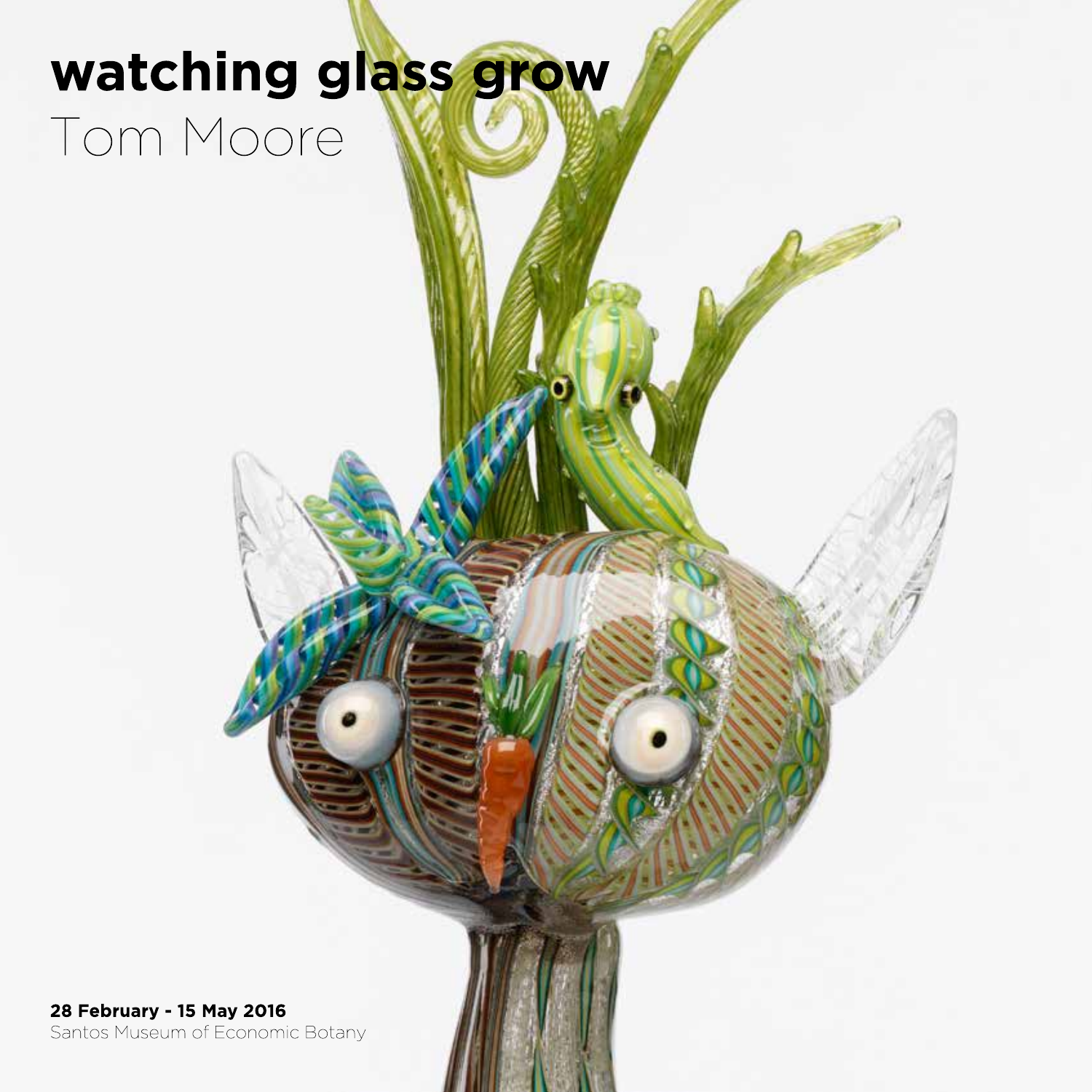# watching glass grow

Tom Moore

**28 February - 15 May 2016**

Santos Museum of Economic Botany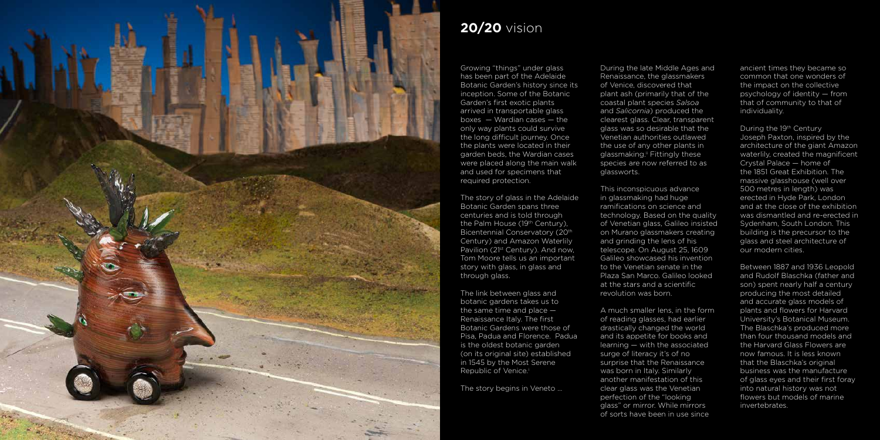## **20/20** vision

Growing "things" under glass has been part of the Adelaide Botanic Garden's history since its inception. Some of the Botanic Garden's first exotic plants arrived in transportable glass boxes — Wardian cases — the only way plants could survive the long difficult journey. Once the plants were located in their garden beds, the Wardian cases were placed along the main walk and used for specimens that required protection.

The story of glass in the Adelaide Botanic Garden spans three centuries and is told through the Palm House (19th Century), Bicentennial Conservatory (20th Century) and Amazon Waterlily Pavilion (21st Century). And now, Tom Moore tells us an important story with glass, in glass and through glass.

The link between glass and botanic gardens takes us to the same time and place — Renaissance Italy. The first Botanic Gardens were those of Pisa, Padua and Florence. Padua is the oldest botanic garden (on its original site) established in 1545 by the Most Serene Republic of Venice.[i]

The story begins in Veneto ...

During the late Middle Ages and Renaissance, the glassmakers of Venice, discovered that plant ash (primarily that of the coastal plant species *Salsoa* and *Salicornia*) produced the clearest glass. Clear, transparent glass was so desirable that the Venetian authorities outlawed the use of any other plants in glassmaking.[ii] Fittingly these species are now referred to as glassworts.

This inconspicuous advance in glassmaking had huge ramifications on science and technology. Based on the quality of Venetian glass, Galileo insisted on Murano glassmakers creating and grinding the lens of his telescope. On August 25, 1609 Galileo showcased his invention to the Venetian senate in the Plaza San Marco. Galileo looked at the stars and a scientific revolution was born.

A much smaller lens, in the form of reading glasses, had earlier drastically changed the world and its appetite for books and learning — with the associated surge of literacy it's of no surprise that the Renaissance was born in Italy. Similarly another manifestation of this clear glass was the Venetian perfection of the "looking glass" or mirror. While mirrors of sorts have been in use since ancient times they became so common that one wonders of the impact on the collective psychology of identity — from that of community to that of individuality.

During the 19th Century Joseph Paxton, inspired by the architecture of the giant Amazon waterlily, created the magnificent Crystal Palace — home of the 1851 Great Exhibition. The massive glasshouse (well over 500 metres in length) was erected in Hyde Park, London and at the close of the exhibition was dismantled and re-erected in Sydenham, South London. This building is the precursor to the glass and steel architecture of our modern cities.

Between 1887 and 1936 Leopold and Rudolf Blaschka (father and son) spent nearly half a century producing the most detailed and accurate glass models of plants and flowers for Harvard University's Botanical Museum. The Blaschka's produced more than four thousand models and the Harvard Glass Flowers are now famous. It is less known that the Blaschka's original business was the manufacture of glass eyes and their first foray into natural history was not flowers but models of marine invertebrates.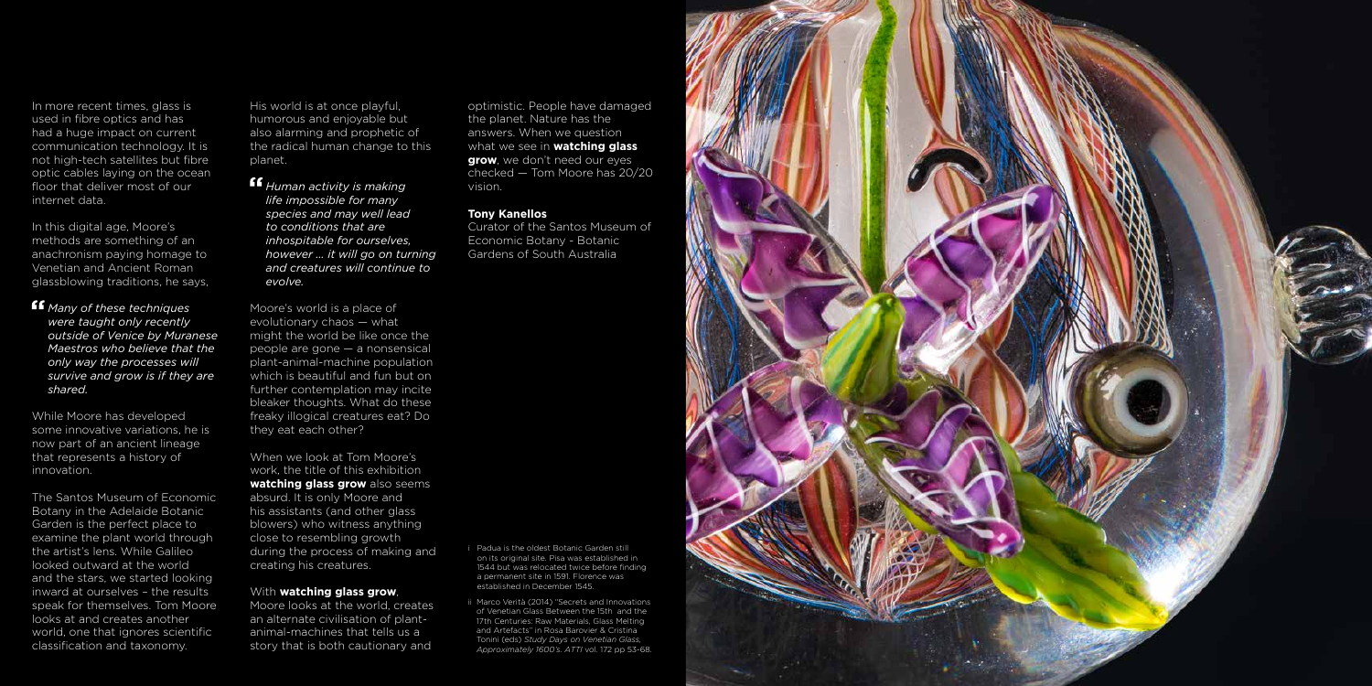In more recent times, glass is used in fibre optics and has had a huge impact on current communication technology. It is not high-tech satellites but fibre optic cables laying on the ocean floor that deliver most of our internet data.

In this digital age, Moore's methods are something of an anachronism paying homage to Venetian and Ancient Roman glassblowing traditions, he says,

> *Many of these techniques were taught only recently outside of Venice by Muranese Maestros who believe that the only way the processes will survive and grow is if they are shared.*

While Moore has developed some innovative variations, he is now part of an ancient lineage that represents a history of innovation.

The Santos Museum of Economic Botany in the Adelaide Botanic Garden is the perfect place to examine the plant world through the artist's lens. While Galileo looked outward at the world and the stars, we started looking inward at ourselves – the results speak for themselves. Tom Moore looks at and creates another world, one that ignores scientific classification and taxonomy.

His world is at once playful, humorous and enjoyable but also alarming and prophetic of the radical human change to this planet.

> *Human activity is making life impossible for many species and may well lead to conditions that are inhospitable for ourselves, however … it will go on turning and creatures will continue to evolve.*

Moore's world is a place of evolutionary chaos — what might the world be like once the people are gone — a nonsensical plant-animal-machine population which is beautiful and fun but on further contemplation may incite bleaker thoughts. What do these freaky illogical creatures eat? Do they eat each other?

When we look at Tom Moore's work, the title of this exhibition **watching glass grow** also seems absurd. It is only Moore and his assistants (and other glass blowers) who witness anything close to resembling growth during the process of making and creating his creatures.

With **watching glass grow**, Moore looks at the world, creates an alternate civilisation of plant-animal-machines that tells us a story that is both cautionary and optimistic. People have damaged the planet. Nature has the answers. When we question what we see in **watching glass grow**, we don't need our eyes checked — Tom Moore has 20/20 vision.

**Tony Kanellos**
Curator of the Santos Museum of Economic Botany - Botanic Gardens of South Australia

i Padua is the oldest Botanic Garden still on its original site. Pisa was established in 1544 but was relocated twice before finding a permanent site in 1591. Florence was established in December 1545.

ii Marco Verità (2014) "Secrets and Innovations of Venetian Glass Between the 15th and the 17th Centuries: Raw Materials, Glass Melting and Artefacts" in Rosa Barovier & Cristina Tonini (eds) *Study Days on Venetian Glass, Approximately 1600's, ATTI* vol. 172 pp 53-68.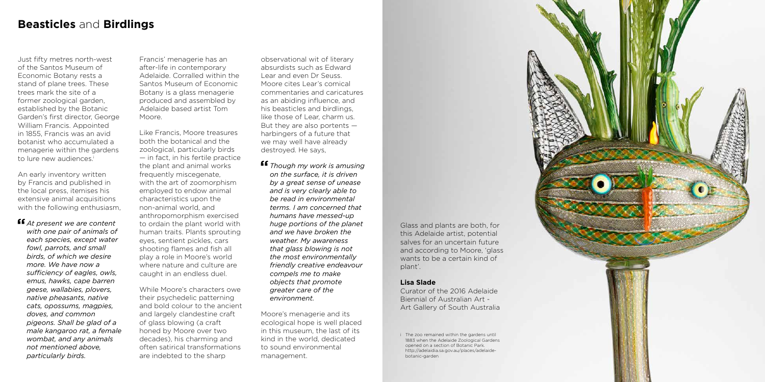# **Beasticles** and **Birdlings**

Just fifty metres north-west of the Santos Museum of Economic Botany rests a stand of plane trees. These trees mark the site of a former zoological garden, established by the Botanic Garden's first director, George William Francis. Appointed in 1855, Francis was an avid botanist who accumulated a menagerie within the gardens to lure new audiences.[i]

An early inventory written by Francis and published in the local press, itemises his extensive animal acquisitions with the following enthusiasm,

> *At present we are content with one pair of animals of each species, except water fowl, parrots, and small birds, of which we desire more. We have now a sufficiency of eagles, owls, emus, hawks, cape barren geese, wallabies, plovers, native pheasants, native cats, opossums, magpies, doves, and common pigeons. Shall be glad of a male kangaroo rat, a female wombat, and any animals not mentioned above, particularly birds.*

Francis' menagerie has an after-life in contemporary Adelaide. Corralled within the Santos Museum of Economic Botany is a glass menagerie produced and assembled by Adelaide based artist Tom Moore.

Like Francis, Moore treasures both the botanical and the zoological, particularly birds — in fact, in his fertile practice the plant and animal works frequently miscegenate, with the art of zoomorphism employed to endow animal characteristics upon the non-animal world, and anthropomorphism exercised to ordain the plant world with human traits. Plants sprouting eyes, sentient pickles, cars shooting flames and fish all play a role in Moore's world where nature and culture are caught in an endless duel.

While Moore's characters owe their psychedelic patterning and bold colour to the ancient and largely clandestine craft of glass blowing (a craft honed by Moore over two decades), his charming and often satirical transformations are indebted to the sharp observational wit of literary absurdists such as Edward Lear and even Dr Seuss. Moore cites Lear's comical commentaries and caricatures as an abiding influence, and his beasticles and birdlings, like those of Lear, charm us. But they are also portents — harbingers of a future that we may well have already destroyed. He says,

> *Though my work is amusing on the surface, it is driven by a great sense of unease and is very clearly able to be read in environmental terms. I am concerned that humans have messed-up huge portions of the planet and we have broken the weather. My awareness that glass blowing is not the most environmentally friendly creative endeavour compels me to make objects that promote greater care of the environment.*

Moore's menagerie and its ecological hope is well placed in this museum, the last of its kind in the world, dedicated to sound environmental management.

Glass and plants are both, for this Adelaide artist, potential salves for an uncertain future and according to Moore, 'glass wants to be a certain kind of plant'.

**Lisa Slade**
Curator of the 2016 Adelaide Biennial of Australian Art - Art Gallery of South Australia

i The zoo remained within the gardens until 1883 when the Adelaide Zoological Gardens opened on a section of Botanic Park. http://adelaidia.sa.gov.au/places/adelaide-botanic-garden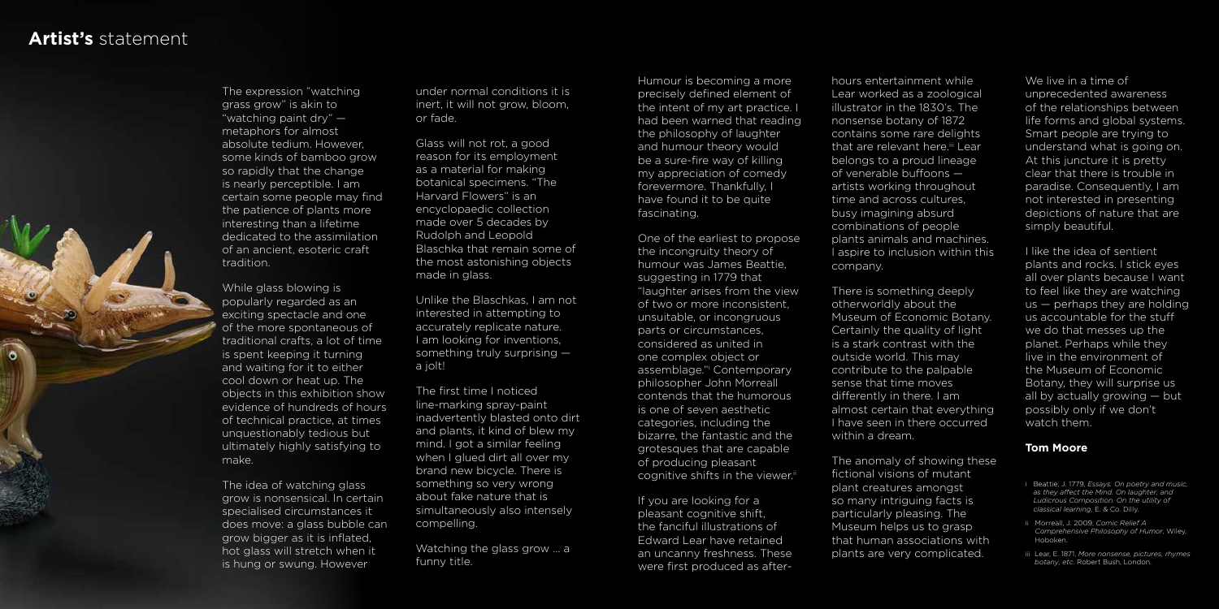# **Artist's** statement

The expression "watching grass grow" is akin to "watching paint dry" — metaphors for almost absolute tedium. However, some kinds of bamboo grow so rapidly that the change is nearly perceptible. I am certain some people may find the patience of plants more interesting than a lifetime dedicated to the assimilation of an ancient, esoteric craft tradition.

While glass blowing is popularly regarded as an exciting spectacle and one of the more spontaneous of traditional crafts, a lot of time is spent keeping it turning and waiting for it to either cool down or heat up. The objects in this exhibition show evidence of hundreds of hours of technical practice, at times unquestionably tedious but ultimately highly satisfying to make.

The idea of watching glass grow is nonsensical. In certain specialised circumstances it does move: a glass bubble can grow bigger as it is inflated, hot glass will stretch when it is hung or swung. However under normal conditions it is inert, it will not grow, bloom, or fade.

Glass will not rot, a good reason for its employment as a material for making botanical specimens. "The Harvard Flowers" is an encyclopaedic collection made over 5 decades by Rudolph and Leopold Blaschka that remain some of the most astonishing objects made in glass.

Unlike the Blaschkas, I am not interested in attempting to accurately replicate nature. I am looking for inventions, something truly surprising — a jolt!

The first time I noticed line-marking spray-paint inadvertently blasted onto dirt and plants, it kind of blew my mind. I got a similar feeling when I glued dirt all over my brand new bicycle. There is something so very wrong about fake nature that is simultaneously also intensely compelling.

Watching the glass grow ... a funny title.

Humour is becoming a more precisely defined element of the intent of my art practice. I had been warned that reading the philosophy of laughter and humour theory would be a sure-fire way of killing my appreciation of comedy forevermore. Thankfully, I have found it to be quite fascinating.

One of the earliest to propose the incongruity theory of humour was James Beattie, suggesting in 1779 that "laughter arises from the view of two or more inconsistent, unsuitable, or incongruous parts or circumstances, considered as united in one complex object or assemblage."[i] Contemporary philosopher John Morreall contends that the humorous is one of seven aesthetic categories, including the bizarre, the fantastic and the grotesques that are capable of producing pleasant cognitive shifts in the viewer.[ii]

If you are looking for a pleasant cognitive shift, the fanciful illustrations of Edward Lear have retained an uncanny freshness. These were first produced as after-hours entertainment while Lear worked as a zoological illustrator in the 1830's. The nonsense botany of 1872 contains some rare delights that are relevant here.[iii] Lear belongs to a proud lineage of venerable buffoons — artists working throughout time and across cultures, busy imagining absurd combinations of people plants animals and machines. I aspire to inclusion within this company.

There is something deeply otherworldly about the Museum of Economic Botany. Certainly the quality of light is a stark contrast with the outside world. This may contribute to the palpable sense that time moves differently in there. I am almost certain that everything I have seen in there occurred within a dream.

The anomaly of showing these fictional visions of mutant plant creatures amongst so many intriguing facts is particularly pleasing. The Museum helps us to grasp that human associations with plants are very complicated.

We live in a time of unprecedented awareness of the relationships between life forms and global systems. Smart people are trying to understand what is going on. At this juncture it is pretty clear that there is trouble in paradise. Consequently, I am not interested in presenting depictions of nature that are simply beautiful.

I like the idea of sentient plants and rocks. I stick eyes all over plants because I want to feel like they are watching us — perhaps they are holding us accountable for the stuff we do that messes up the planet. Perhaps while they live in the environment of the Museum of Economic Botany, they will surprise us all by actually growing — but possibly only if we don't watch them.

**Tom Moore**

i Beattie, J. 1779, *Essays. On poetry and music, as they affect the Mind. On laughter, and Ludicrous Composition. On the utility of classical learning*, E. & Co. Dilly.

ii Morreall, J. 2009. *Comic Relief A Comprehensive Philosophy of Humor*, Wiley, Hoboken.

iii Lear, E. 1871, *More nonsense, pictures, rhymes botany, etc.* Robert Bush, London.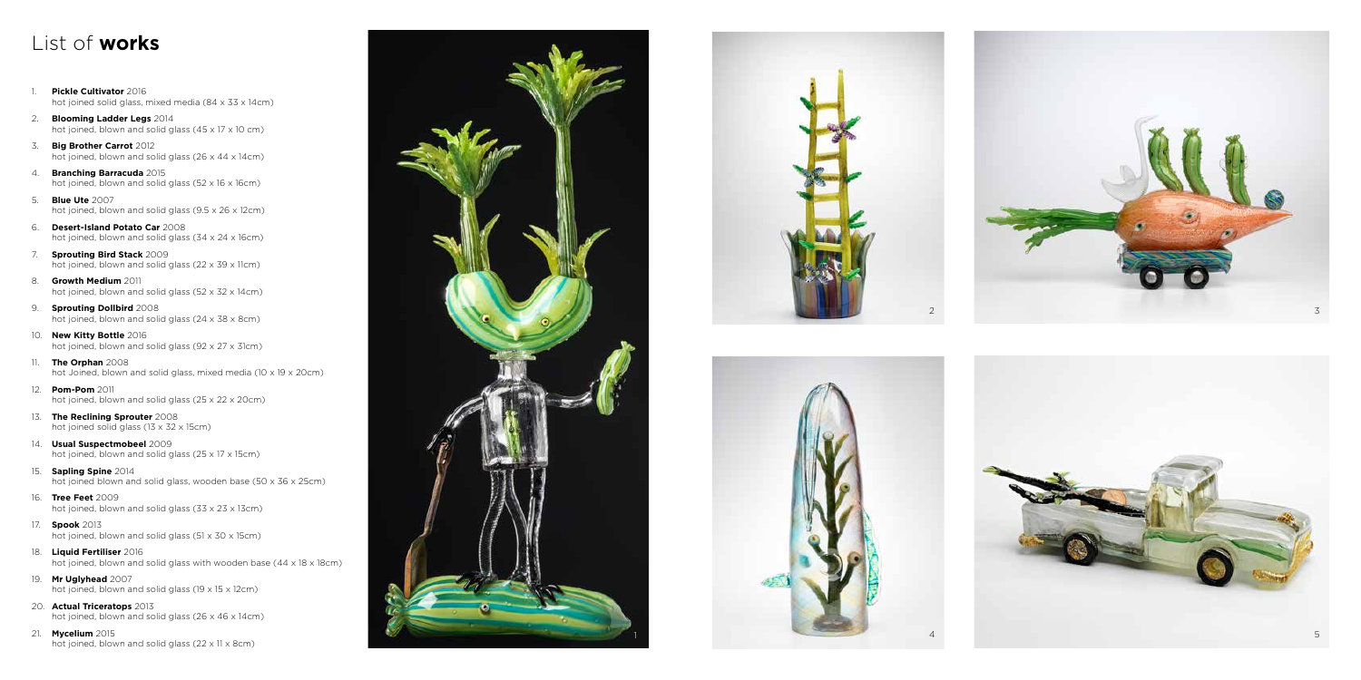# List of **works**

1. **Pickle Cultivator** 2016
   hot joined solid glass, mixed media (84 x 33 x 14cm)
2. **Blooming Ladder Legs** 2014
   hot joined, blown and solid glass (45 x 17 x 10 cm)
3. **Big Brother Carrot** 2012
   hot joined, blown and solid glass (26 x 44 x 14cm)
4. **Branching Barracuda** 2015
   hot joined, blown and solid glass (52 x 16 x 16cm)
5. **Blue Ute** 2007
   hot joined, blown and solid glass (9.5 x 26 x 12cm)
6. **Desert-Island Potato Car** 2008
   hot joined, blown and solid glass (34 x 24 x 16cm)
7. **Sprouting Bird Stack** 2009
   hot joined, blown and solid glass (22 x 39 x 11cm)
8. **Growth Medium** 2011
   hot joined, blown and solid glass (52 x 32 x 14cm)
9. **Sprouting Dollbird** 2008
   hot joined, blown and solid glass (24 x 38 x 8cm)
10. **New Kitty Bottle** 2016
    hot joined, blown and solid glass (92 x 27 x 31cm)
11. **The Orphan** 2008
    hot Joined, blown and solid glass, mixed media (10 x 19 x 20cm)
12. **Pom-Pom** 2011
    hot joined, blown and solid glass (25 x 22 x 20cm)
13. **The Reclining Sprouter** 2008
    hot joined solid glass (13 x 32 x 15cm)
14. **Usual Suspectmobeel** 2009
    hot joined, blown and solid glass (25 x 17 x 15cm)
15. **Sapling Spine** 2014
    hot joined blown and solid glass, wooden base (50 x 36 x 25cm)
16. **Tree Feet** 2009
    hot joined, blown and solid glass (33 x 23 x 13cm)
17. **Spook** 2013
    hot joined, blown and solid glass (51 x 30 x 15cm)
18. **Liquid Fertiliser** 2016
    hot joined, blown and solid glass with wooden base (44 x 18 x 18cm)
19. **Mr Uglyhead** 2007
    hot joined, blown and solid glass (19 x 15 x 12cm)
20. **Actual Triceratops** 2013
    hot joined, blown and solid glass (26 x 46 x 14cm)
21. **Mycelium** 2015
    hot joined, blown and solid glass (22 x 11 x 8cm)

1

2

3

4

5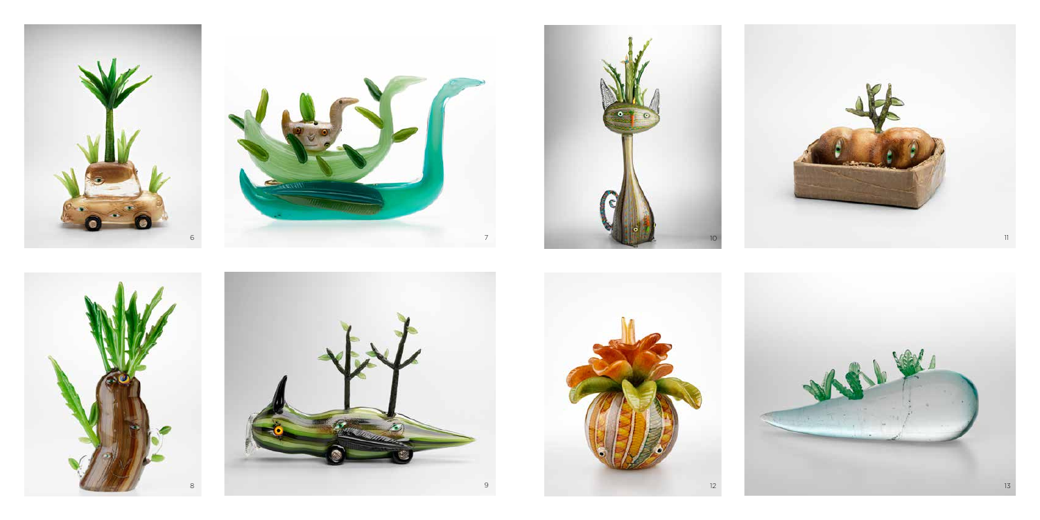6

7

10

11

8

9

12

13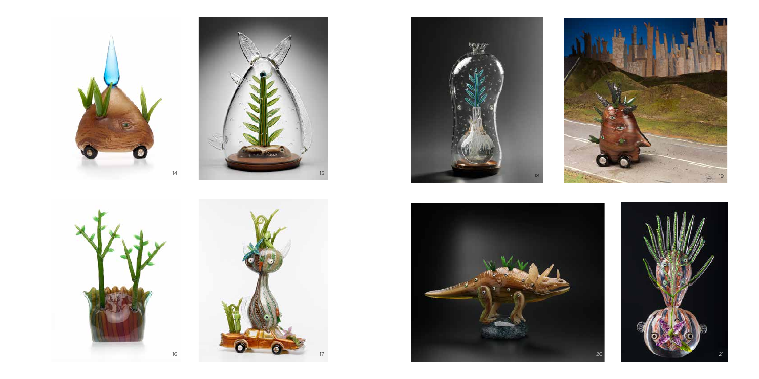14

15

16

17

18

19

20

21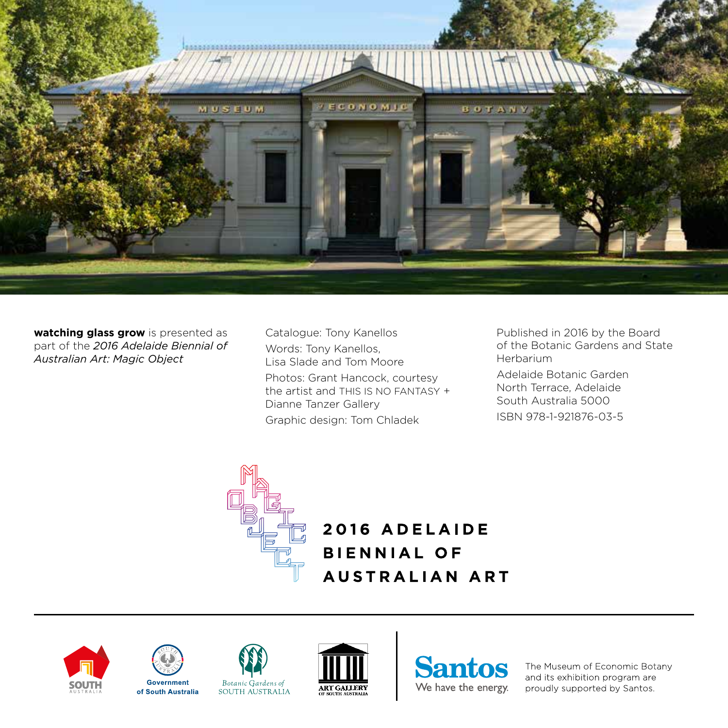**watching glass grow** is presented as part of the *2016 Adelaide Biennial of Australian Art: Magic Object*

Catalogue: Tony Kanellos

Words: Tony Kanellos, Lisa Slade and Tom Moore

Photos: Grant Hancock, courtesy the artist and THIS IS NO FANTASY + Dianne Tanzer Gallery

Graphic design: Tom Chladek

Published in 2016 by the Board of the Botanic Gardens and State Herbarium

Adelaide Botanic Garden
North Terrace, Adelaide
South Australia 5000

ISBN 978-1-921876-03-5

**2016 ADELAIDE BIENNIAL OF AUSTRALIAN ART**

The Museum of Economic Botany and its exhibition program are proudly supported by Santos.